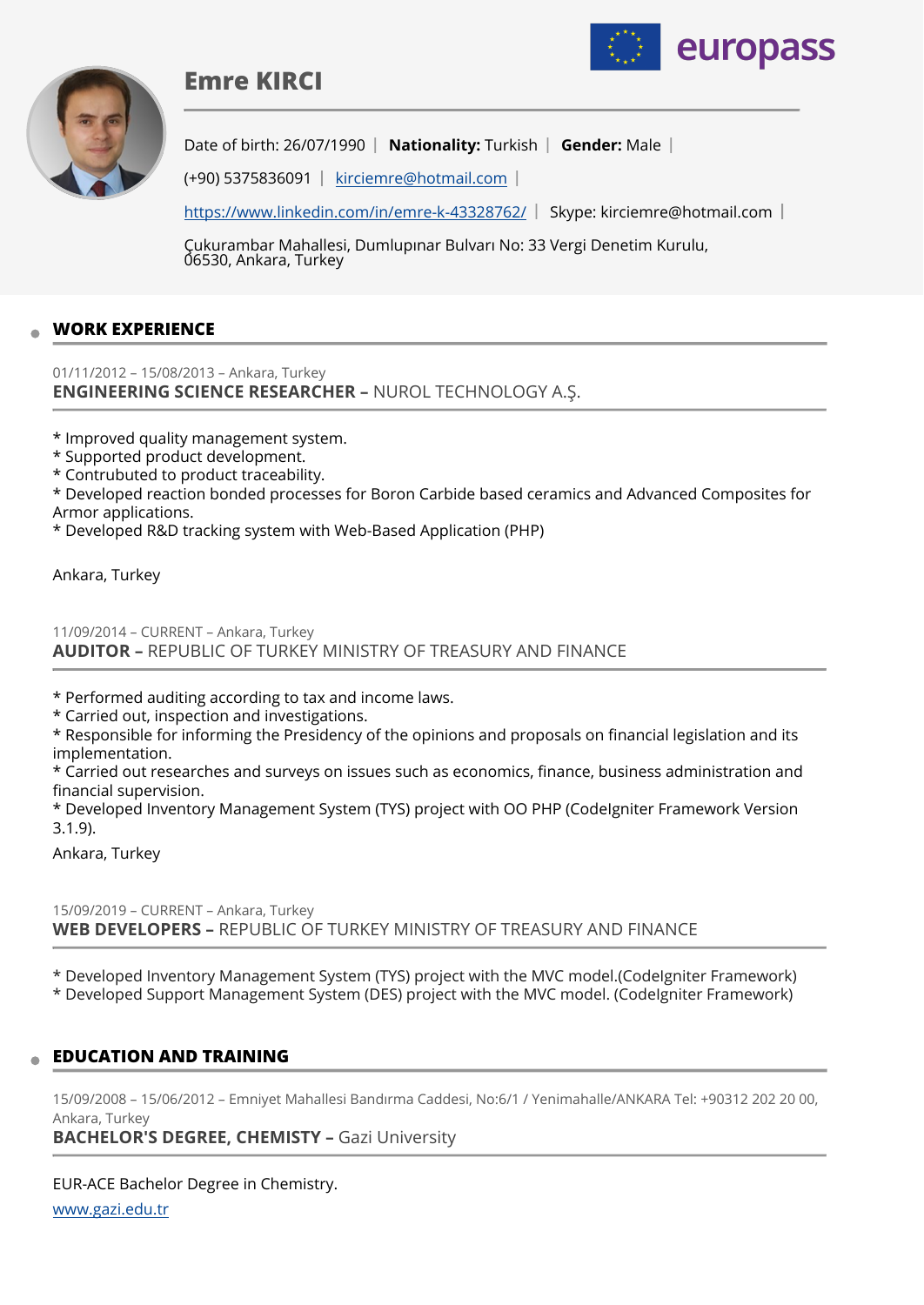# Emre KIRCI

Date of birth: 26/07/1990 | **Nationality:** Turkish | **Gender:** Male |

(+90) 5375836091 | kirciemre@hotmail.com |

https://www.linkedin.com/in/emre-k-43328762/ | Skype: kirciemre@hotmail.com |

Çukurambar Mahallesi, Dumlupınar Bulvarı No: 33 Vergi Denetim Kurulu, 06530, Ankara, Turkey

## WORK EXPERIENCE

01/11/2012 – 15/08/2013 – Ankara, Turkey

### ENGINEERING SCIENCE RESEARCHER – NUROL TECHNOLOGY A.Ş.

* Improved quality management system.
* Supported product development.
* Contruduted to product traceability.
* Developed reaction bonded processes for Boron Carbide based ceramics and Advanced Composites for Armor applications.
* Developed R&D tracking system with Web-Based Application (PHP)

Ankara, Turkey

11/09/2014 – CURRENT – Ankara, Turkey

### AUDITOR – REPUBLIC OF TURKEY MINISTRY OF TREASURY AND FINANCE

* Performed auditing according to tax and income laws.
* Carried out, inspection and investigations.
* Responsible for informing the Presidency of the opinions and proposals on financial legislation and its implementation.
* Carried out researches and surveys on issues such as economics, finance, business administration and financial supervision.
* Developed Inventory Management System (TYS) project with OO PHP (CodeIgniter Framework Version 3.1.9).

Ankara, Turkey

15/09/2019 – CURRENT – Ankara, Turkey

### WEB DEVELOPERS – REPUBLIC OF TURKEY MINISTRY OF TREASURY AND FINANCE

* Developed Inventory Management System (TYS) project with the MVC model.(CodeIgniter Framework)
* Developed Support Management System (DES) project with the MVC model. (CodeIgniter Framework)

## EDUCATION AND TRAINING

15/09/2008 – 15/06/2012 – Emniyet Mahallesi Bandırma Caddesi, No:6/1 / Yenimahalle/ANKARA Tel: +90312 202 20 00, Ankara, Turkey

### BACHELOR'S DEGREE, CHEMISTY – Gazi University

EUR-ACE Bachelor Degree in Chemistry.

www.gazi.edu.tr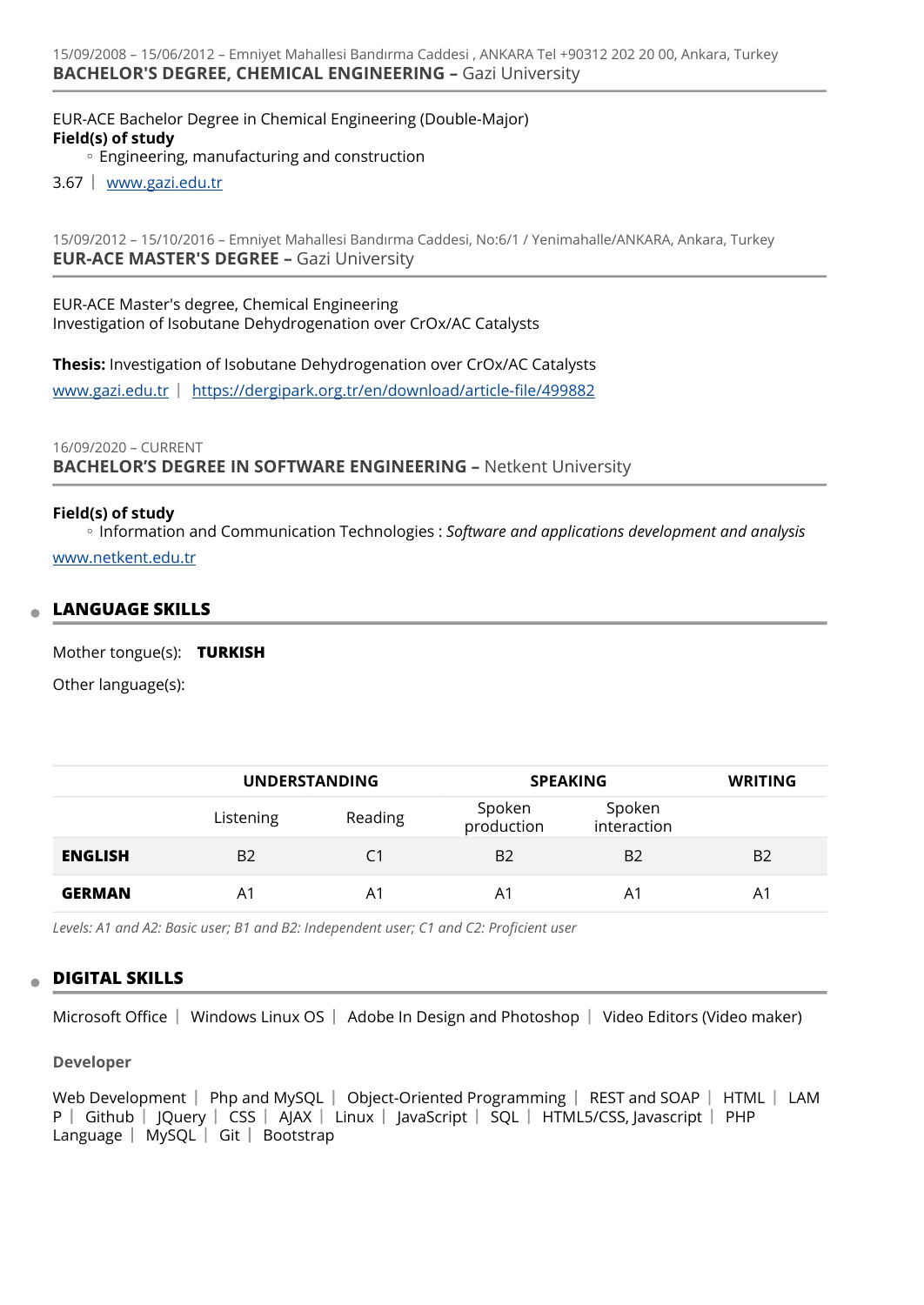15/09/2008 – 15/06/2012 – Emniyet Mahallesi Bandırma Caddesi , ANKARA Tel +90312 202 20 00, Ankara, Turkey
### **BACHELOR'S DEGREE, CHEMICAL ENGINEERING –** Gazi University

EUR-ACE Bachelor Degree in Chemical Engineering (Double-Major)
**Field(s) of study**
- Engineering, manufacturing and construction

3.67 | www.gazi.edu.tr

15/09/2012 – 15/10/2016 – Emniyet Mahallesi Bandırma Caddesi, No:6/1 / Yenimahalle/ANKARA, Ankara, Turkey
### **EUR-ACE MASTER'S DEGREE –** Gazi University

EUR-ACE Master's degree, Chemical Engineering
Investigation of Isobutane Dehydrogenation over CrOx/AC Catalysts

**Thesis:** Investigation of Isobutane Dehydrogenation over CrOx/AC Catalysts

www.gazi.edu.tr | https://dergipark.org.tr/en/download/article-file/499882

16/09/2020 – CURRENT
### **BACHELOR'S DEGREE IN SOFTWARE ENGINEERING –** Netkent University

**Field(s) of study**
- Information and Communication Technologies : *Software and applications development and analysis*

www.netkent.edu.tr

## LANGUAGE SKILLS

Mother tongue(s): **TURKISH**

Other language(s):

| | UNDERSTANDING | | SPEAKING | | WRITING |
|---|---|---|---|---|---|
| | Listening | Reading | Spoken production | Spoken interaction | |
| **ENGLISH** | B2 | C1 | B2 | B2 | B2 |
| **GERMAN** | A1 | A1 | A1 | A1 | A1 |

*Levels: A1 and A2: Basic user; B1 and B2: Independent user; C1 and C2: Proficient user*

## DIGITAL SKILLS

Microsoft Office | Windows Linux OS | Adobe In Design and Photoshop | Video Editors (Video maker)

**Developer**

Web Development | Php and MySQL | Object-Oriented Programming | REST and SOAP | HTML | LAMP | Github | JQuery | CSS | AJAX | Linux | JavaScript | SQL | HTML5/CSS, Javascript | PHP Language | MySQL | Git | Bootstrap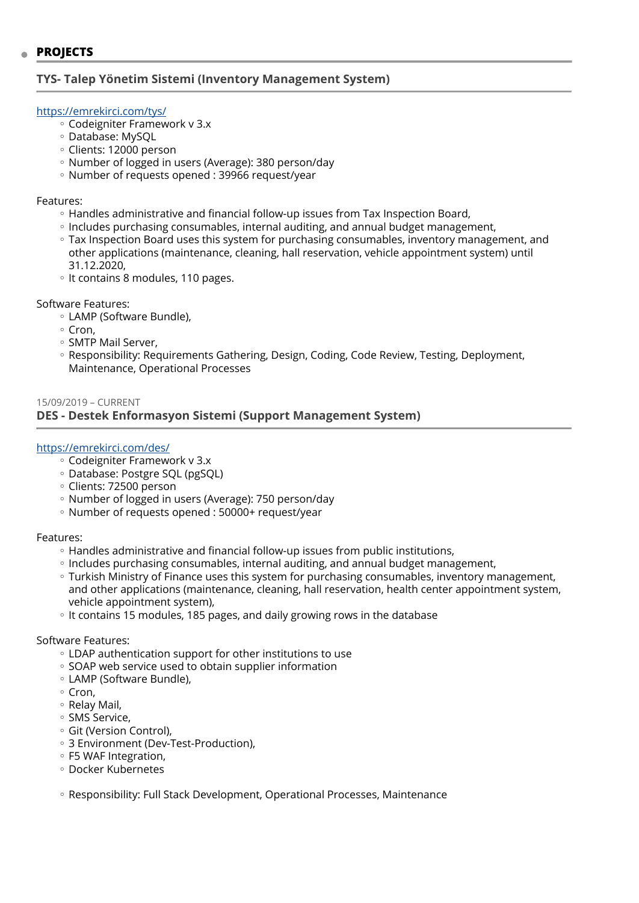## PROJECTS

### TYS- Talep Yönetim Sistemi (Inventory Management System)

https://emrekirci.com/tys/

- Codeigniter Framework v 3.x
- Database: MySQL
- Clients: 12000 person
- Number of logged in users (Average): 380 person/day
- Number of requests opened : 39966 request/year

Features:

- Handles administrative and financial follow-up issues from Tax Inspection Board,
- Includes purchasing consumables, internal auditing, and annual budget management,
- Tax Inspection Board uses this system for purchasing consumables, inventory management, and other applications (maintenance, cleaning, hall reservation, vehicle appointment system) until 31.12.2020,
- It contains 8 modules, 110 pages.

Software Features:

- LAMP (Software Bundle),
- Cron,
- SMTP Mail Server,
- Responsibility: Requirements Gathering, Design, Coding, Code Review, Testing, Deployment, Maintenance, Operational Processes

15/09/2019 – CURRENT

### DES - Destek Enformasyon Sistemi (Support Management System)

https://emrekirci.com/des/

- Codeigniter Framework v 3.x
- Database: Postgre SQL (pgSQL)
- Clients: 72500 person
- Number of logged in users (Average): 750 person/day
- Number of requests opened : 50000+ request/year

Features:

- Handles administrative and financial follow-up issues from public institutions,
- Includes purchasing consumables, internal auditing, and annual budget management,
- Turkish Ministry of Finance uses this system for purchasing consumables, inventory management, and other applications (maintenance, cleaning, hall reservation, health center appointment system, vehicle appointment system),
- It contains 15 modules, 185 pages, and daily growing rows in the database

Software Features:

- LDAP authentication support for other institutions to use
- SOAP web service used to obtain supplier information
- LAMP (Software Bundle),
- Cron,
- Relay Mail,
- SMS Service,
- Git (Version Control),
- 3 Environment (Dev-Test-Production),
- F5 WAF Integration,
- Docker Kubernetes

- Responsibility: Full Stack Development, Operational Processes, Maintenance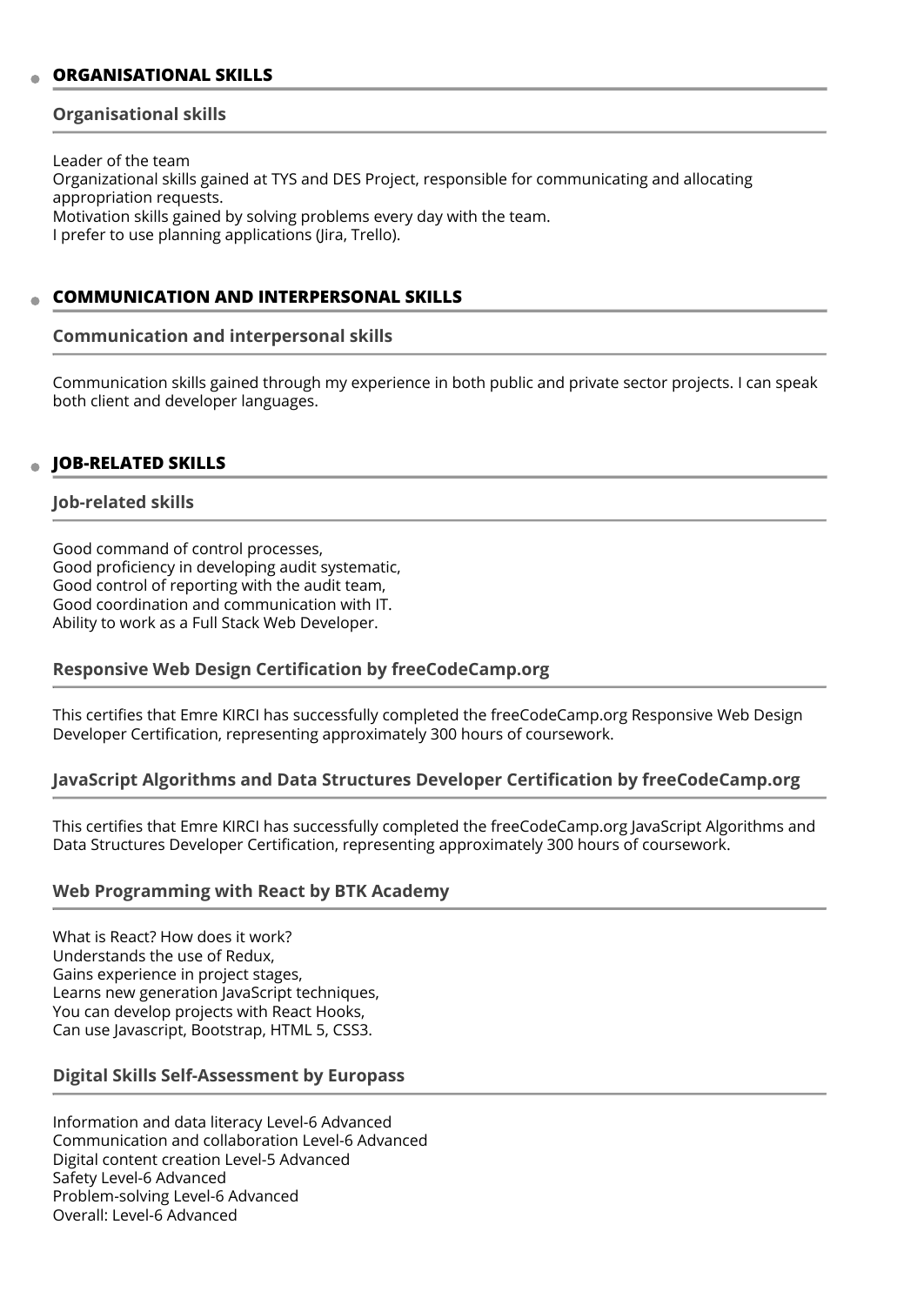## ORGANISATIONAL SKILLS

### Organisational skills

Leader of the team
Organizational skills gained at TYS and DES Project, responsible for communicating and allocating appropriation requests.
Motivation skills gained by solving problems every day with the team.
I prefer to use planning applications (Jira, Trello).

## COMMUNICATION AND INTERPERSONAL SKILLS

### Communication and interpersonal skills

Communication skills gained through my experience in both public and private sector projects. I can speak both client and developer languages.

## JOB-RELATED SKILLS

### Job-related skills

Good command of control processes,
Good proficiency in developing audit systematic,
Good control of reporting with the audit team,
Good coordination and communication with IT.
Ability to work as a Full Stack Web Developer.

### Responsive Web Design Certification by freeCodeCamp.org

This certifies that Emre KIRCI has successfully completed the freeCodeCamp.org Responsive Web Design Developer Certification, representing approximately 300 hours of coursework.

### JavaScript Algorithms and Data Structures Developer Certification by freeCodeCamp.org

This certifies that Emre KIRCI has successfully completed the freeCodeCamp.org JavaScript Algorithms and Data Structures Developer Certification, representing approximately 300 hours of coursework.

### Web Programming with React by BTK Academy

What is React? How does it work?
Understands the use of Redux,
Gains experience in project stages,
Learns new generation JavaScript techniques,
You can develop projects with React Hooks,
Can use Javascript, Bootstrap, HTML 5, CSS3.

### Digital Skills Self-Assessment by Europass

Information and data literacy Level-6 Advanced
Communication and collaboration Level-6 Advanced
Digital content creation Level-5 Advanced
Safety Level-6 Advanced
Problem-solving Level-6 Advanced
Overall: Level-6 Advanced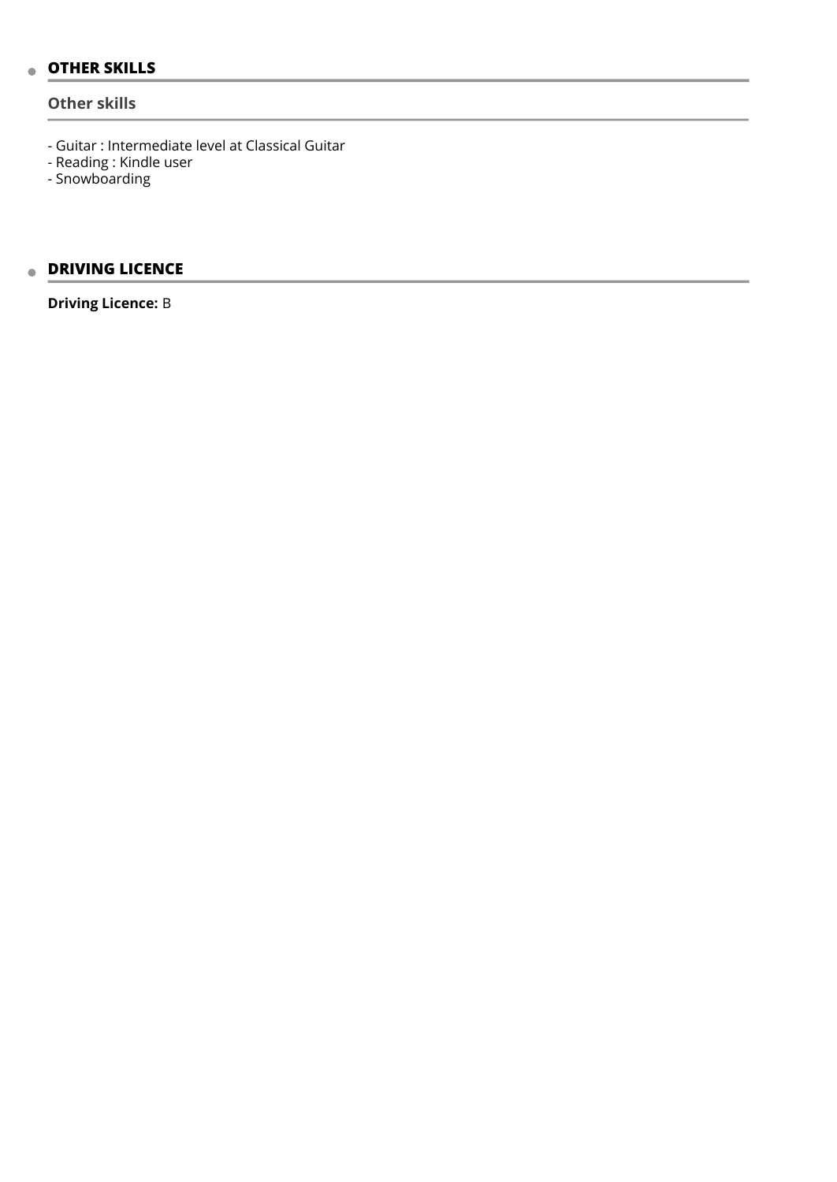## OTHER SKILLS

### Other skills

- Guitar : Intermediate level at Classical Guitar
- Reading : Kindle user
- Snowboarding

## DRIVING LICENCE

**Driving Licence:** B